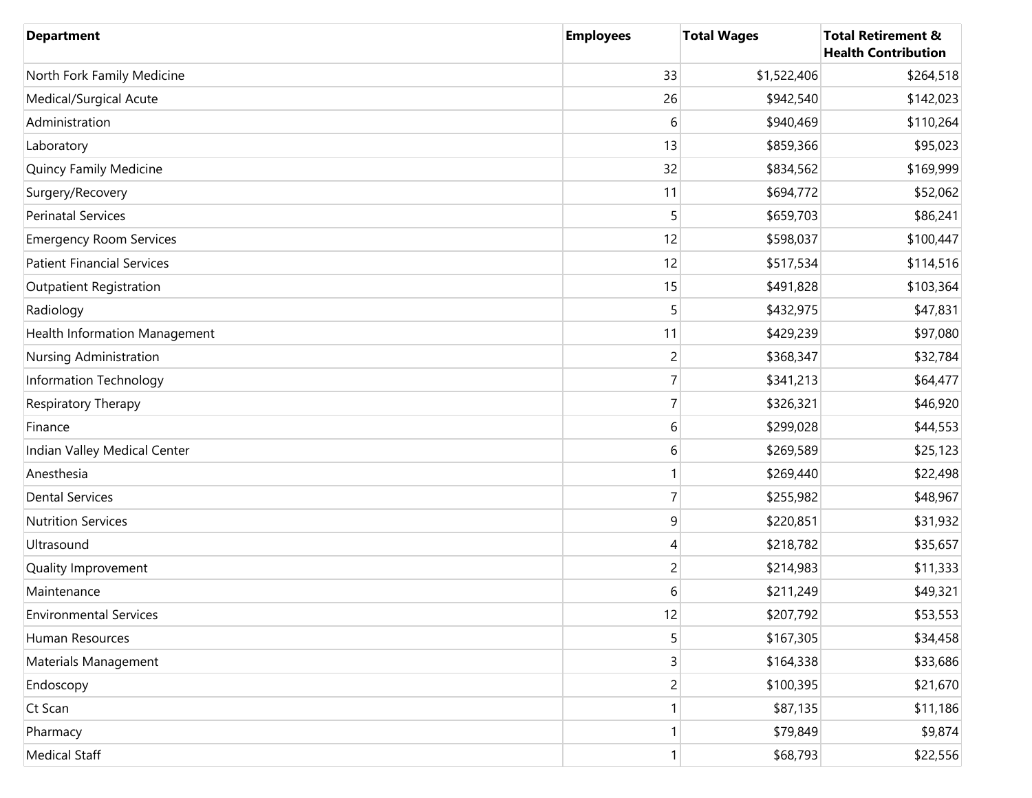| Department | Employees | Total Wages | Total Retirement & Health Contribution |
|---|---|---|---|
| North Fork Family Medicine | 33 | $1,522,406 | $264,518 |
| Medical/Surgical Acute | 26 | $942,540 | $142,023 |
| Administration | 6 | $940,469 | $110,264 |
| Laboratory | 13 | $859,366 | $95,023 |
| Quincy Family Medicine | 32 | $834,562 | $169,999 |
| Surgery/Recovery | 11 | $694,772 | $52,062 |
| Perinatal Services | 5 | $659,703 | $86,241 |
| Emergency Room Services | 12 | $598,037 | $100,447 |
| Patient Financial Services | 12 | $517,534 | $114,516 |
| Outpatient Registration | 15 | $491,828 | $103,364 |
| Radiology | 5 | $432,975 | $47,831 |
| Health Information Management | 11 | $429,239 | $97,080 |
| Nursing Administration | 2 | $368,347 | $32,784 |
| Information Technology | 7 | $341,213 | $64,477 |
| Respiratory Therapy | 7 | $326,321 | $46,920 |
| Finance | 6 | $299,028 | $44,553 |
| Indian Valley Medical Center | 6 | $269,589 | $25,123 |
| Anesthesia | 1 | $269,440 | $22,498 |
| Dental Services | 7 | $255,982 | $48,967 |
| Nutrition Services | 9 | $220,851 | $31,932 |
| Ultrasound | 4 | $218,782 | $35,657 |
| Quality Improvement | 2 | $214,983 | $11,333 |
| Maintenance | 6 | $211,249 | $49,321 |
| Environmental Services | 12 | $207,792 | $53,553 |
| Human Resources | 5 | $167,305 | $34,458 |
| Materials Management | 3 | $164,338 | $33,686 |
| Endoscopy | 2 | $100,395 | $21,670 |
| Ct Scan | 1 | $87,135 | $11,186 |
| Pharmacy | 1 | $79,849 | $9,874 |
| Medical Staff | 1 | $68,793 | $22,556 |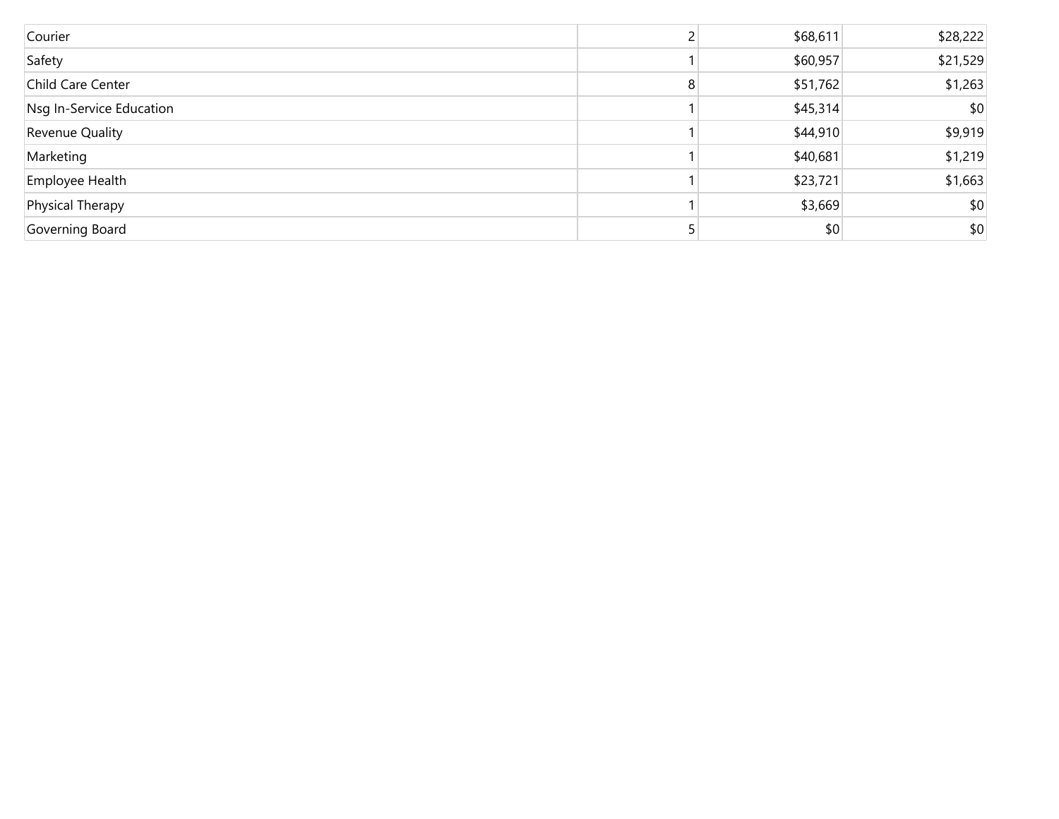| | | | |
|---|---|---|---|
| Courier | 2 | $68,611 | $28,222 |
| Safety | 1 | $60,957 | $21,529 |
| Child Care Center | 8 | $51,762 | $1,263 |
| Nsg In-Service Education | 1 | $45,314 | $0 |
| Revenue Quality | 1 | $44,910 | $9,919 |
| Marketing | 1 | $40,681 | $1,219 |
| Employee Health | 1 | $23,721 | $1,663 |
| Physical Therapy | 1 | $3,669 | $0 |
| Governing Board | 5 | $0 | $0 |